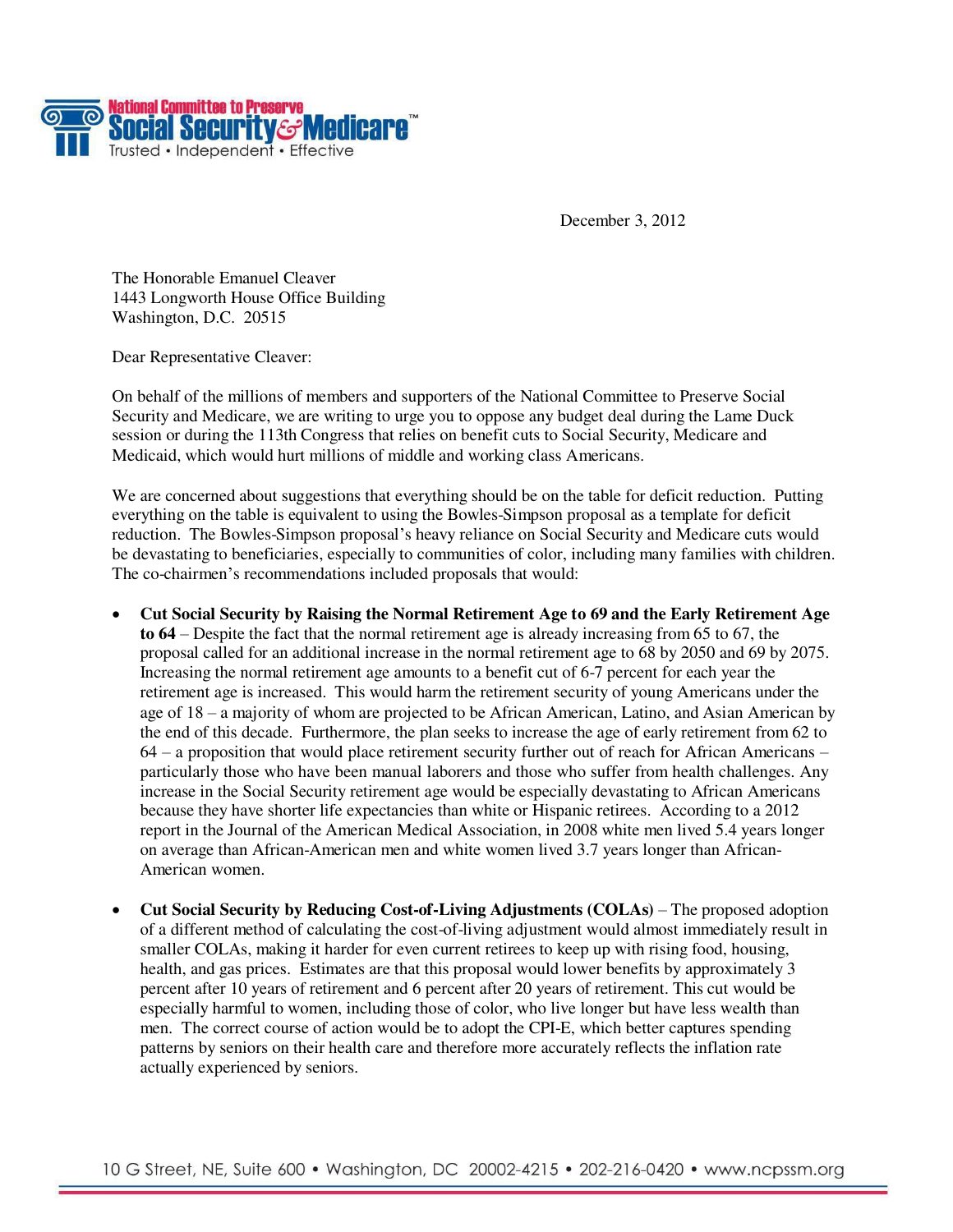**National Committee to Preserve Social Security & Medicare™**
Trusted • Independent • Effective

December 3, 2012

The Honorable Emanuel Cleaver
1443 Longworth House Office Building
Washington, D.C. 20515

Dear Representative Cleaver:

On behalf of the millions of members and supporters of the National Committee to Preserve Social Security and Medicare, we are writing to urge you to oppose any budget deal during the Lame Duck session or during the 113th Congress that relies on benefit cuts to Social Security, Medicare and Medicaid, which would hurt millions of middle and working class Americans.

We are concerned about suggestions that everything should be on the table for deficit reduction. Putting everything on the table is equivalent to using the Bowles-Simpson proposal as a template for deficit reduction. The Bowles-Simpson proposal's heavy reliance on Social Security and Medicare cuts would be devastating to beneficiaries, especially to communities of color, including many families with children. The co-chairmen's recommendations included proposals that would:

- **Cut Social Security by Raising the Normal Retirement Age to 69 and the Early Retirement Age to 64** – Despite the fact that the normal retirement age is already increasing from 65 to 67, the proposal called for an additional increase in the normal retirement age to 68 by 2050 and 69 by 2075. Increasing the normal retirement age amounts to a benefit cut of 6-7 percent for each year the retirement age is increased. This would harm the retirement security of young Americans under the age of 18 – a majority of whom are projected to be African American, Latino, and Asian American by the end of this decade. Furthermore, the plan seeks to increase the age of early retirement from 62 to 64 – a proposition that would place retirement security further out of reach for African Americans – particularly those who have been manual laborers and those who suffer from health challenges. Any increase in the Social Security retirement age would be especially devastating to African Americans because they have shorter life expectancies than white or Hispanic retirees. According to a 2012 report in the Journal of the American Medical Association, in 2008 white men lived 5.4 years longer on average than African-American men and white women lived 3.7 years longer than African-American women.

- **Cut Social Security by Reducing Cost-of-Living Adjustments (COLAs)** – The proposed adoption of a different method of calculating the cost-of-living adjustment would almost immediately result in smaller COLAs, making it harder for even current retirees to keep up with rising food, housing, health, and gas prices. Estimates are that this proposal would lower benefits by approximately 3 percent after 10 years of retirement and 6 percent after 20 years of retirement. This cut would be especially harmful to women, including those of color, who live longer but have less wealth than men. The correct course of action would be to adopt the CPI-E, which better captures spending patterns by seniors on their health care and therefore more accurately reflects the inflation rate actually experienced by seniors.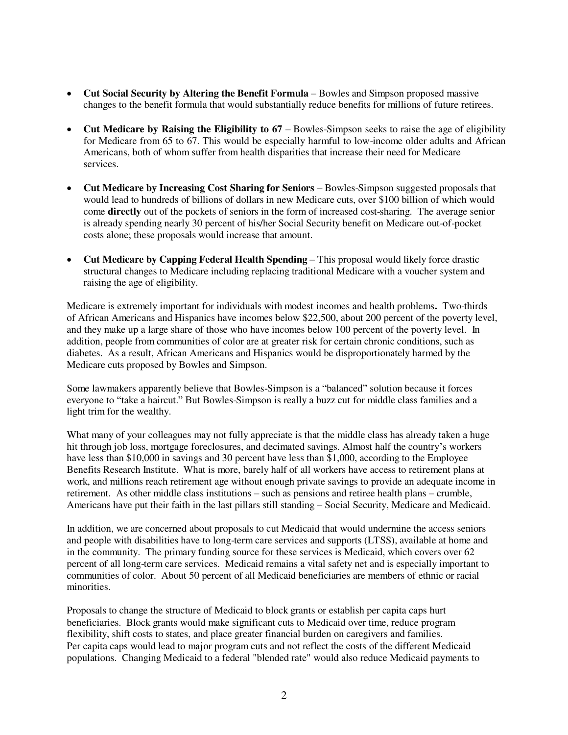- **Cut Social Security by Altering the Benefit Formula** – Bowles and Simpson proposed massive changes to the benefit formula that would substantially reduce benefits for millions of future retirees.

- **Cut Medicare by Raising the Eligibility to 67** – Bowles-Simpson seeks to raise the age of eligibility for Medicare from 65 to 67. This would be especially harmful to low-income older adults and African Americans, both of whom suffer from health disparities that increase their need for Medicare services.

- **Cut Medicare by Increasing Cost Sharing for Seniors** – Bowles-Simpson suggested proposals that would lead to hundreds of billions of dollars in new Medicare cuts, over $100 billion of which would come **directly** out of the pockets of seniors in the form of increased cost-sharing. The average senior is already spending nearly 30 percent of his/her Social Security benefit on Medicare out-of-pocket costs alone; these proposals would increase that amount.

- **Cut Medicare by Capping Federal Health Spending** – This proposal would likely force drastic structural changes to Medicare including replacing traditional Medicare with a voucher system and raising the age of eligibility.

Medicare is extremely important for individuals with modest incomes and health problems**.** Two-thirds of African Americans and Hispanics have incomes below $22,500, about 200 percent of the poverty level, and they make up a large share of those who have incomes below 100 percent of the poverty level. In addition, people from communities of color are at greater risk for certain chronic conditions, such as diabetes. As a result, African Americans and Hispanics would be disproportionately harmed by the Medicare cuts proposed by Bowles and Simpson.

Some lawmakers apparently believe that Bowles-Simpson is a "balanced" solution because it forces everyone to "take a haircut." But Bowles-Simpson is really a buzz cut for middle class families and a light trim for the wealthy.

What many of your colleagues may not fully appreciate is that the middle class has already taken a huge hit through job loss, mortgage foreclosures, and decimated savings. Almost half the country's workers have less than $10,000 in savings and 30 percent have less than $1,000, according to the Employee Benefits Research Institute. What is more, barely half of all workers have access to retirement plans at work, and millions reach retirement age without enough private savings to provide an adequate income in retirement. As other middle class institutions – such as pensions and retiree health plans – crumble, Americans have put their faith in the last pillars still standing – Social Security, Medicare and Medicaid.

In addition, we are concerned about proposals to cut Medicaid that would undermine the access seniors and people with disabilities have to long-term care services and supports (LTSS), available at home and in the community. The primary funding source for these services is Medicaid, which covers over 62 percent of all long-term care services. Medicaid remains a vital safety net and is especially important to communities of color. About 50 percent of all Medicaid beneficiaries are members of ethnic or racial minorities.

Proposals to change the structure of Medicaid to block grants or establish per capita caps hurt beneficiaries. Block grants would make significant cuts to Medicaid over time, reduce program flexibility, shift costs to states, and place greater financial burden on caregivers and families. Per capita caps would lead to major program cuts and not reflect the costs of the different Medicaid populations. Changing Medicaid to a federal "blended rate" would also reduce Medicaid payments to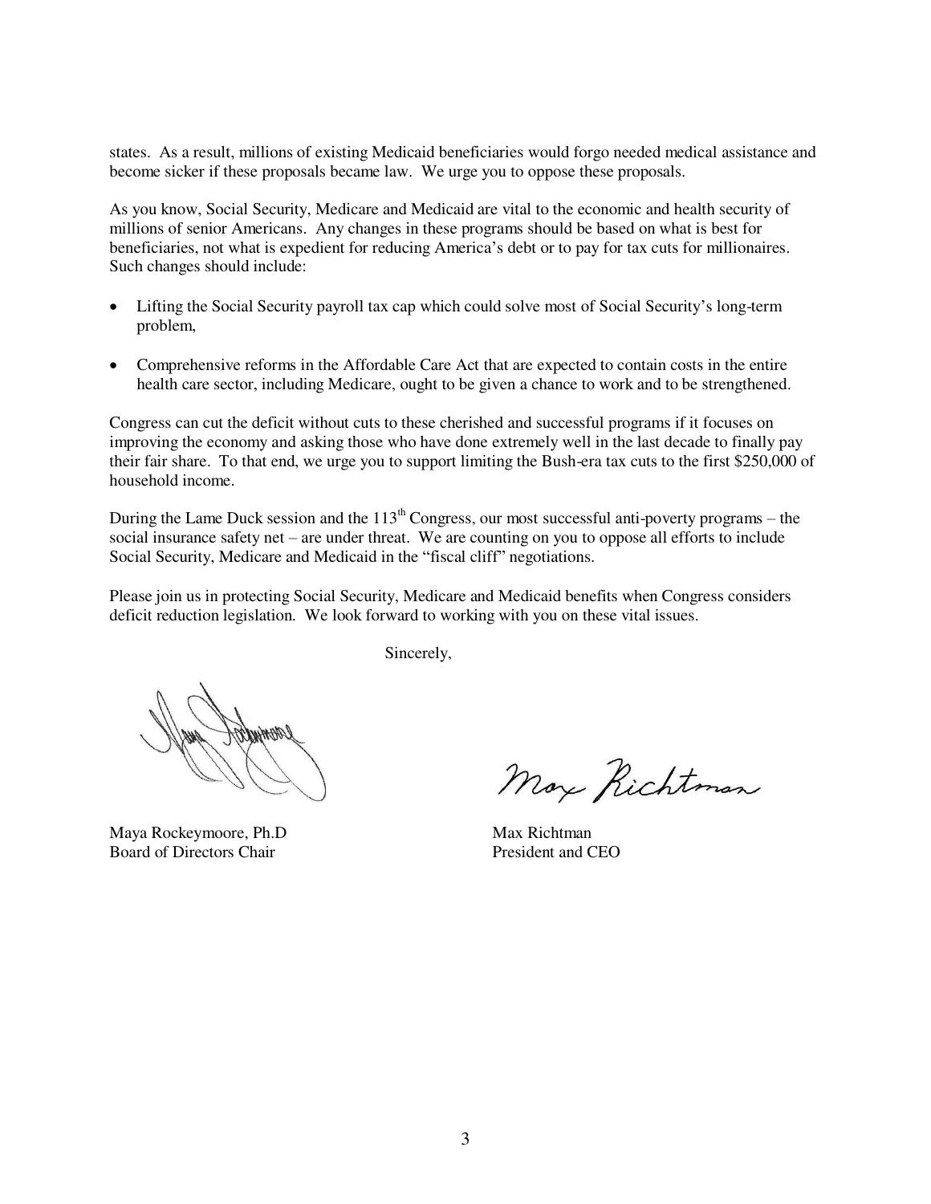states. As a result, millions of existing Medicaid beneficiaries would forgo needed medical assistance and become sicker if these proposals became law. We urge you to oppose these proposals.

As you know, Social Security, Medicare and Medicaid are vital to the economic and health security of millions of senior Americans. Any changes in these programs should be based on what is best for beneficiaries, not what is expedient for reducing America's debt or to pay for tax cuts for millionaires. Such changes should include:

- Lifting the Social Security payroll tax cap which could solve most of Social Security's long-term problem,
- Comprehensive reforms in the Affordable Care Act that are expected to contain costs in the entire health care sector, including Medicare, ought to be given a chance to work and to be strengthened.

Congress can cut the deficit without cuts to these cherished and successful programs if it focuses on improving the economy and asking those who have done extremely well in the last decade to finally pay their fair share. To that end, we urge you to support limiting the Bush-era tax cuts to the first $250,000 of household income.

During the Lame Duck session and the 113th Congress, our most successful anti-poverty programs – the social insurance safety net – are under threat. We are counting on you to oppose all efforts to include Social Security, Medicare and Medicaid in the "fiscal cliff" negotiations.

Please join us in protecting Social Security, Medicare and Medicaid benefits when Congress considers deficit reduction legislation. We look forward to working with you on these vital issues.

Sincerely,

Maya Rockeymoore, Ph.D
Board of Directors Chair

Max Richtman
President and CEO